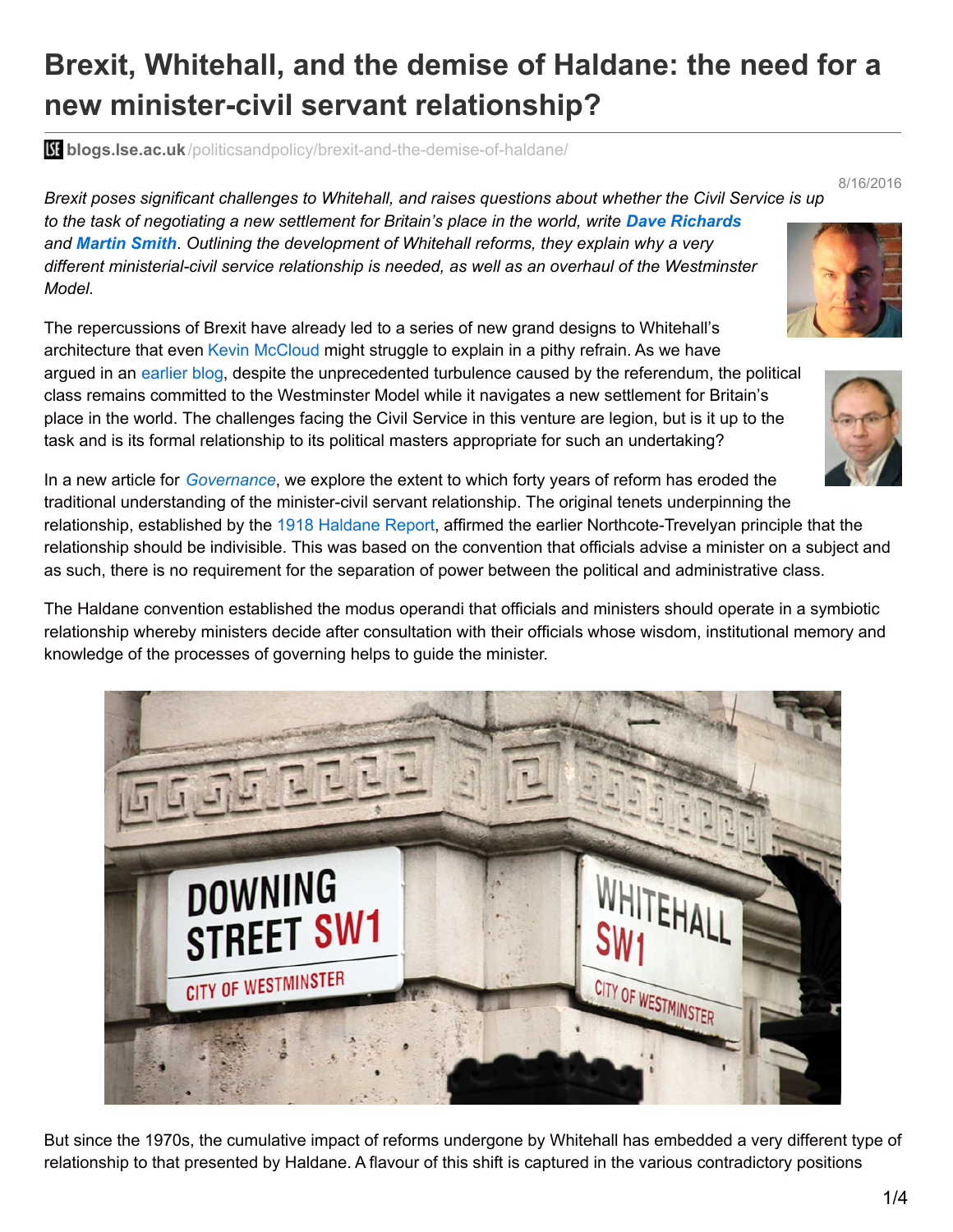# Brexit, Whitehall, and the demise of Haldane: the need for a new minister-civil servant relationship?

blogs.lse.ac.uk/politicsandpolicy/brexit-and-the-demise-of-haldane/

8/16/2016

*Brexit poses significant challenges to Whitehall, and raises questions about whether the Civil Service is up to the task of negotiating a new settlement for Britain's place in the world, write* ***Dave Richards*** *and* ***Martin Smith****. Outlining the development of Whitehall reforms, they explain why a very different ministerial-civil service relationship is needed, as well as an overhaul of the Westminster Model.*

The repercussions of Brexit have already led to a series of new grand designs to Whitehall's architecture that even Kevin McCloud might struggle to explain in a pithy refrain. As we have argued in an earlier blog, despite the unprecedented turbulence caused by the referendum, the political class remains committed to the Westminster Model while it navigates a new settlement for Britain's place in the world. The challenges facing the Civil Service in this venture are legion, but is it up to the task and is its formal relationship to its political masters appropriate for such an undertaking?

In a new article for *Governance*, we explore the extent to which forty years of reform has eroded the traditional understanding of the minister-civil servant relationship. The original tenets underpinning the relationship, established by the 1918 Haldane Report, affirmed the earlier Northcote-Trevelyan principle that the relationship should be indivisible. This was based on the convention that officials advise a minister on a subject and as such, there is no requirement for the separation of power between the political and administrative class.

The Haldane convention established the modus operandi that officials and ministers should operate in a symbiotic relationship whereby ministers decide after consultation with their officials whose wisdom, institutional memory and knowledge of the processes of governing helps to guide the minister.

But since the 1970s, the cumulative impact of reforms undergone by Whitehall has embedded a very different type of relationship to that presented by Haldane. A flavour of this shift is captured in the various contradictory positions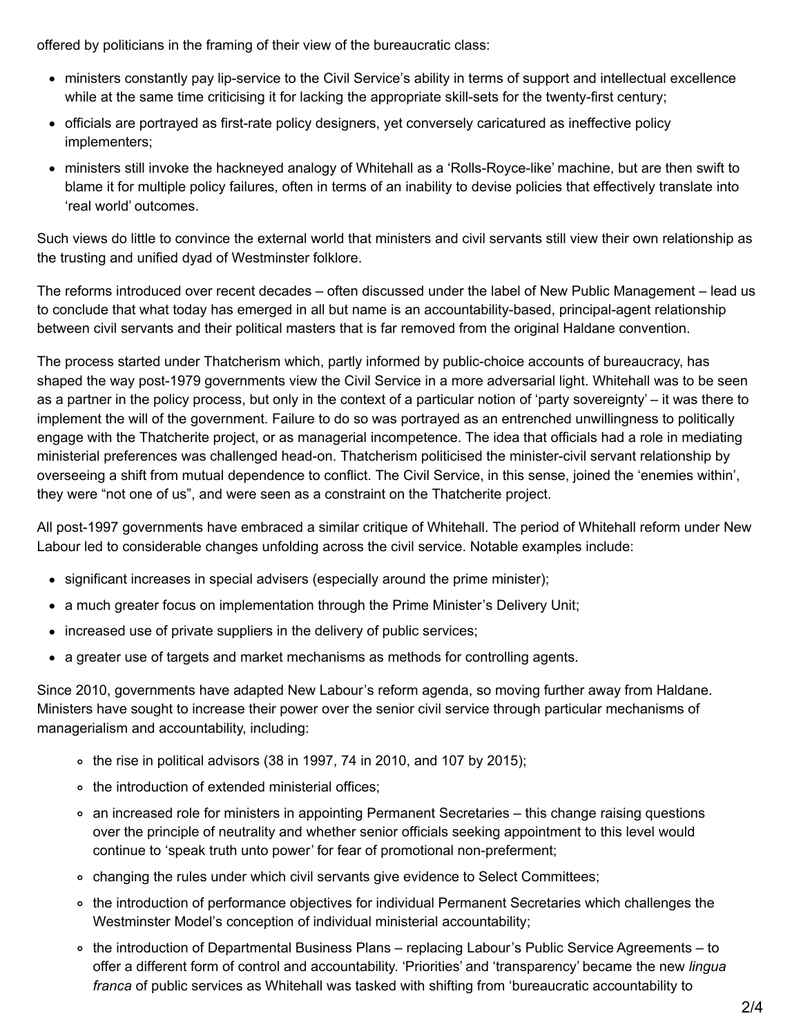offered by politicians in the framing of their view of the bureaucratic class:

- ministers constantly pay lip-service to the Civil Service's ability in terms of support and intellectual excellence while at the same time criticising it for lacking the appropriate skill-sets for the twenty-first century;
- officials are portrayed as first-rate policy designers, yet conversely caricatured as ineffective policy implementers;
- ministers still invoke the hackneyed analogy of Whitehall as a 'Rolls-Royce-like' machine, but are then swift to blame it for multiple policy failures, often in terms of an inability to devise policies that effectively translate into 'real world' outcomes.

Such views do little to convince the external world that ministers and civil servants still view their own relationship as the trusting and unified dyad of Westminster folklore.

The reforms introduced over recent decades – often discussed under the label of New Public Management – lead us to conclude that what today has emerged in all but name is an accountability-based, principal-agent relationship between civil servants and their political masters that is far removed from the original Haldane convention.

The process started under Thatcherism which, partly informed by public-choice accounts of bureaucracy, has shaped the way post-1979 governments view the Civil Service in a more adversarial light. Whitehall was to be seen as a partner in the policy process, but only in the context of a particular notion of 'party sovereignty' – it was there to implement the will of the government. Failure to do so was portrayed as an entrenched unwillingness to politically engage with the Thatcherite project, or as managerial incompetence. The idea that officials had a role in mediating ministerial preferences was challenged head-on. Thatcherism politicised the minister-civil servant relationship by overseeing a shift from mutual dependence to conflict. The Civil Service, in this sense, joined the 'enemies within', they were "not one of us", and were seen as a constraint on the Thatcherite project.

All post-1997 governments have embraced a similar critique of Whitehall. The period of Whitehall reform under New Labour led to considerable changes unfolding across the civil service. Notable examples include:

- significant increases in special advisers (especially around the prime minister);
- a much greater focus on implementation through the Prime Minister's Delivery Unit;
- increased use of private suppliers in the delivery of public services;
- a greater use of targets and market mechanisms as methods for controlling agents.

Since 2010, governments have adapted New Labour's reform agenda, so moving further away from Haldane. Ministers have sought to increase their power over the senior civil service through particular mechanisms of managerialism and accountability, including:

- the rise in political advisors (38 in 1997, 74 in 2010, and 107 by 2015);
- the introduction of extended ministerial offices;
- an increased role for ministers in appointing Permanent Secretaries – this change raising questions over the principle of neutrality and whether senior officials seeking appointment to this level would continue to 'speak truth unto power' for fear of promotional non-preferment;
- changing the rules under which civil servants give evidence to Select Committees;
- the introduction of performance objectives for individual Permanent Secretaries which challenges the Westminster Model's conception of individual ministerial accountability;
- the introduction of Departmental Business Plans – replacing Labour's Public Service Agreements – to offer a different form of control and accountability. 'Priorities' and 'transparency' became the new *lingua franca* of public services as Whitehall was tasked with shifting from 'bureaucratic accountability to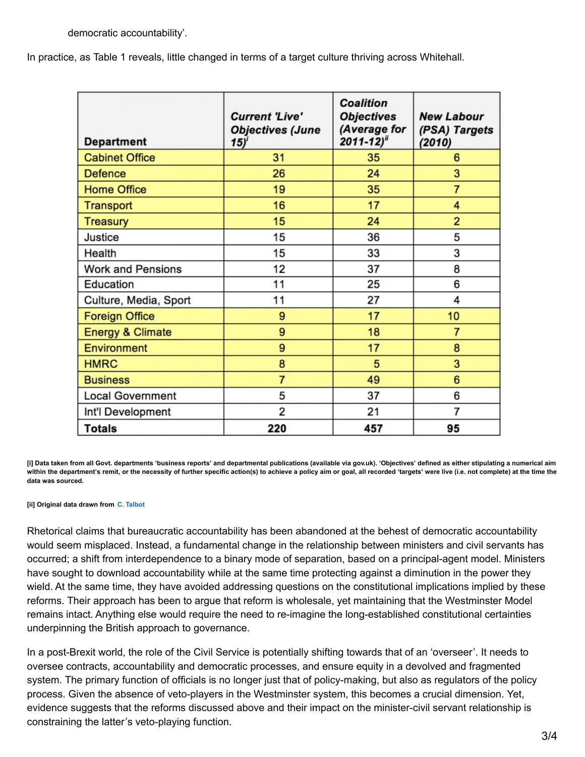democratic accountability'.

In practice, as Table 1 reveals, little changed in terms of a target culture thriving across Whitehall.

| Department | Current 'Live' Objectives (June 15)[i] | Coalition Objectives (Average for 2011-12)[ii] | New Labour (PSA) Targets (2010) |
|---|---|---|---|
| Cabinet Office | 31 | 35 | 6 |
| Defence | 26 | 24 | 3 |
| Home Office | 19 | 35 | 7 |
| Transport | 16 | 17 | 4 |
| Treasury | 15 | 24 | 2 |
| Justice | 15 | 36 | 5 |
| Health | 15 | 33 | 3 |
| Work and Pensions | 12 | 37 | 8 |
| Education | 11 | 25 | 6 |
| Culture, Media, Sport | 11 | 27 | 4 |
| Foreign Office | 9 | 17 | 10 |
| Energy & Climate | 9 | 18 | 7 |
| Environment | 9 | 17 | 8 |
| HMRC | 8 | 5 | 3 |
| Business | 7 | 49 | 6 |
| Local Government | 5 | 37 | 6 |
| Int'l Development | 2 | 21 | 7 |
| **Totals** | **220** | **457** | **95** |

**[i] Data taken from all Govt. departments 'business reports' and departmental publications (available via gov.uk). 'Objectives' defined as either stipulating a numerical aim within the department's remit, or the necessity of further specific action(s) to achieve a policy aim or goal, all recorded 'targets' were live (i.e. not complete) at the time the data was sourced.**

**[ii] Original data drawn from C. Talbot**

Rhetorical claims that bureaucratic accountability has been abandoned at the behest of democratic accountability would seem misplaced. Instead, a fundamental change in the relationship between ministers and civil servants has occurred; a shift from interdependence to a binary mode of separation, based on a principal-agent model. Ministers have sought to download accountability while at the same time protecting against a diminution in the power they wield. At the same time, they have avoided addressing questions on the constitutional implications implied by these reforms. Their approach has been to argue that reform is wholesale, yet maintaining that the Westminster Model remains intact. Anything else would require the need to re-imagine the long-established constitutional certainties underpinning the British approach to governance.

In a post-Brexit world, the role of the Civil Service is potentially shifting towards that of an 'overseer'. It needs to oversee contracts, accountability and democratic processes, and ensure equity in a devolved and fragmented system. The primary function of officials is no longer just that of policy-making, but also as regulators of the policy process. Given the absence of veto-players in the Westminster system, this becomes a crucial dimension. Yet, evidence suggests that the reforms discussed above and their impact on the minister-civil servant relationship is constraining the latter's veto-playing function.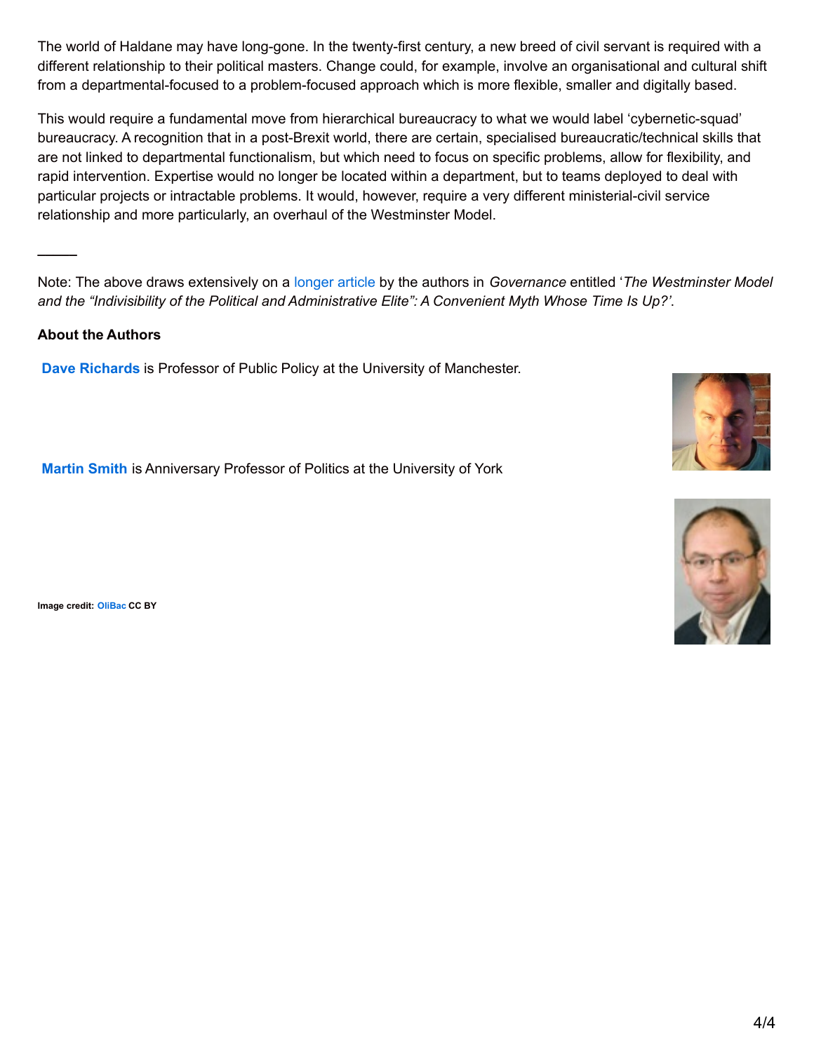The world of Haldane may have long-gone. In the twenty-first century, a new breed of civil servant is required with a different relationship to their political masters. Change could, for example, involve an organisational and cultural shift from a departmental-focused to a problem-focused approach which is more flexible, smaller and digitally based.

This would require a fundamental move from hierarchical bureaucracy to what we would label 'cybernetic-squad' bureaucracy. A recognition that in a post-Brexit world, there are certain, specialised bureaucratic/technical skills that are not linked to departmental functionalism, but which need to focus on specific problems, allow for flexibility, and rapid intervention. Expertise would no longer be located within a department, but to teams deployed to deal with particular projects or intractable problems. It would, however, require a very different ministerial-civil service relationship and more particularly, an overhaul of the Westminster Model.

---

Note: The above draws extensively on a longer article by the authors in *Governance* entitled '*The Westminster Model and the "Indivisibility of the Political and Administrative Elite": A Convenient Myth Whose Time Is Up?'*.

**About the Authors**

**Dave Richards** is Professor of Public Policy at the University of Manchester.

**Martin Smith** is Anniversary Professor of Politics at the University of York

**Image credit: OliBac CC BY**